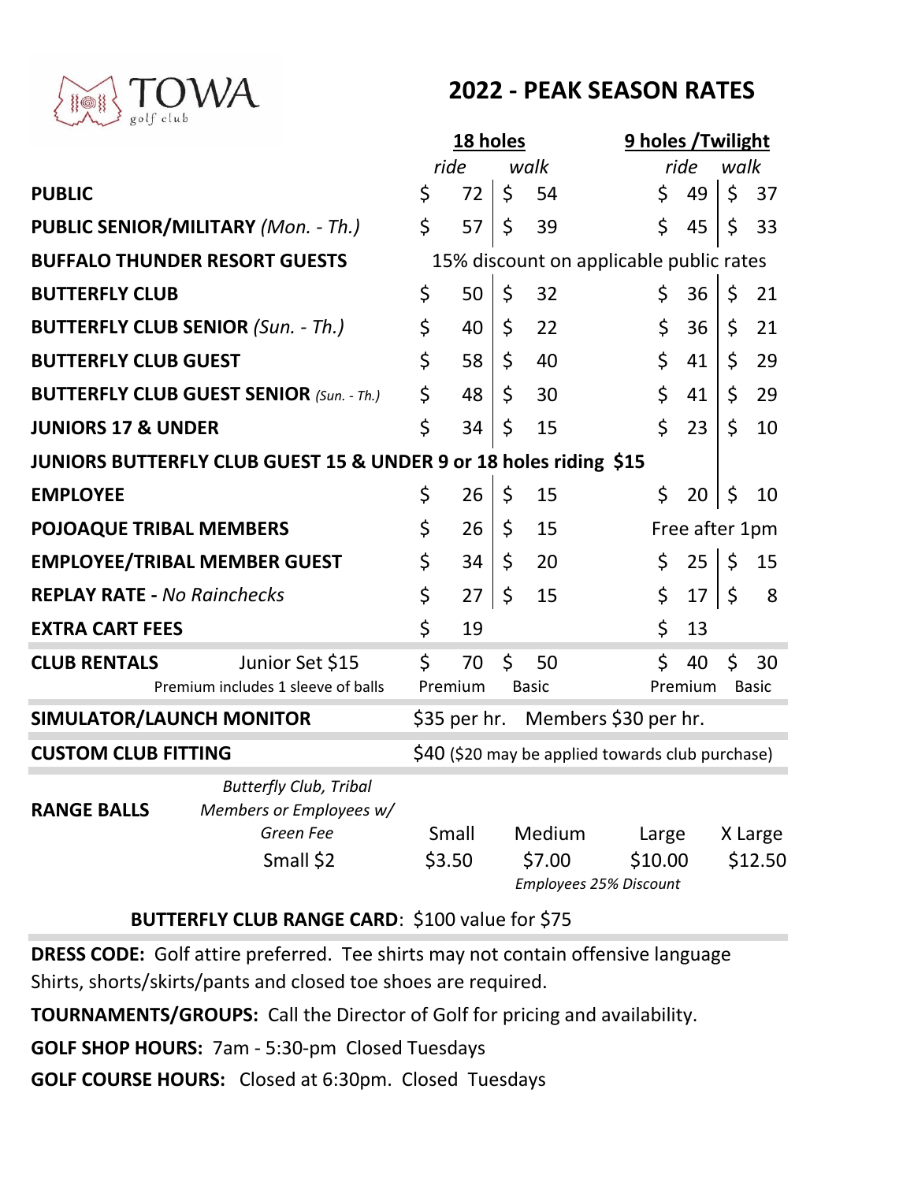TOWA golf club

# 2022 - PEAK SEASON RATES

| | 18 holes | | 9 holes /Twilight | |
|---|---|---|---|---|
| | *ride* | *walk* | *ride* | *walk* |
| **PUBLIC** | $ 72 | $ 54 | $ 49 | $ 37 |
| **PUBLIC SENIOR/MILITARY** *(Mon. - Th.)* | $ 57 | $ 39 | $ 45 | $ 33 |
| **BUFFALO THUNDER RESORT GUESTS** | 15% discount on applicable public rates | | | |
| **BUTTERFLY CLUB** | $ 50 | $ 32 | $ 36 | $ 21 |
| **BUTTERFLY CLUB SENIOR** *(Sun. - Th.)* | $ 40 | $ 22 | $ 36 | $ 21 |
| **BUTTERFLY CLUB GUEST** | $ 58 | $ 40 | $ 41 | $ 29 |
| **BUTTERFLY CLUB GUEST SENIOR** *(Sun. - Th.)* | $ 48 | $ 30 | $ 41 | $ 29 |
| **JUNIORS 17 & UNDER** | $ 34 | $ 15 | $ 23 | $ 10 |
| **JUNIORS BUTTERFLY CLUB GUEST 15 & UNDER 9 or 18 holes riding $15** | | | | |
| **EMPLOYEE** | $ 26 | $ 15 | $ 20 | $ 10 |
| **POJOAQUE TRIBAL MEMBERS** | $ 26 | $ 15 | Free after 1pm | |
| **EMPLOYEE/TRIBAL MEMBER GUEST** | $ 34 | $ 20 | $ 25 | $ 15 |
| **REPLAY RATE -** *No Rainchecks* | $ 27 | $ 15 | $ 17 | $ 8 |
| **EXTRA CART FEES** | $ 19 | | $ 13 | |
| **CLUB RENTALS** Junior Set $15 (Premium includes 1 sleeve of balls) | $ 70 Premium | $ 50 Basic | $ 40 Premium | $ 30 Basic |

**SIMULATOR/LAUNCH MONITOR** $35 per hr. Members $30 per hr.

**CUSTOM CLUB FITTING** $40 ($20 may be applied towards club purchase)

| **RANGE BALLS** | *Butterfly Club, Tribal Members or Employees w/ Green Fee* | Small | Medium | Large | X Large |
|---|---|---|---|---|---|
| | Small $2 | $3.50 | $7.00 | $10.00 | $12.50 |

*Employees 25% Discount*

**BUTTERFLY CLUB RANGE CARD**: $100 value for $75

**DRESS CODE:** Golf attire preferred. Tee shirts may not contain offensive language Shirts, shorts/skirts/pants and closed toe shoes are required.

**TOURNAMENTS/GROUPS:** Call the Director of Golf for pricing and availability.

**GOLF SHOP HOURS:** 7am - 5:30-pm Closed Tuesdays

**GOLF COURSE HOURS:** Closed at 6:30pm. Closed Tuesdays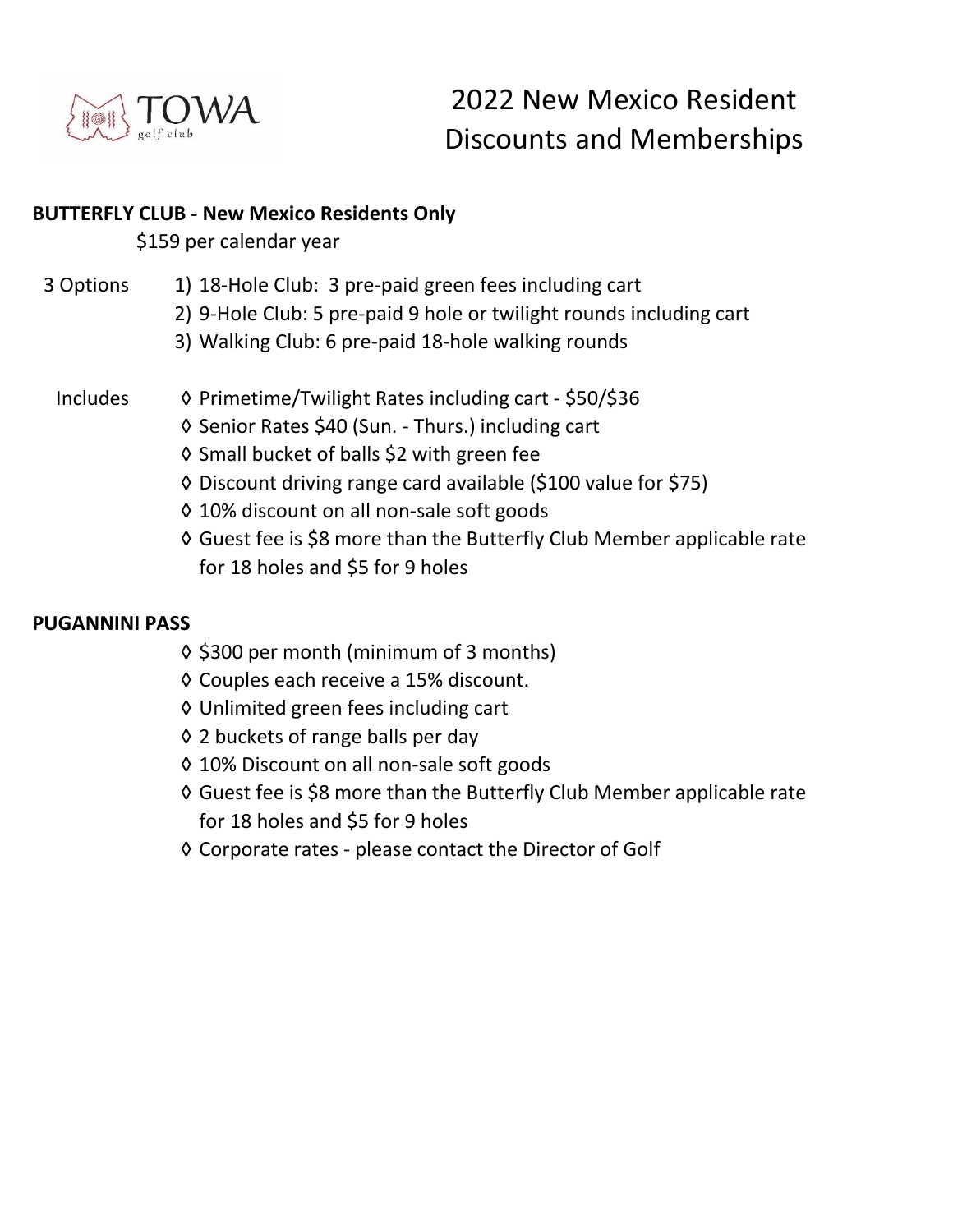TOWA golf club

# 2022 New Mexico Resident Discounts and Memberships

**BUTTERFLY CLUB - New Mexico Residents Only**

$159 per calendar year

3 Options

1) 18-Hole Club: 3 pre-paid green fees including cart
2) 9-Hole Club: 5 pre-paid 9 hole or twilight rounds including cart
3) Walking Club: 6 pre-paid 18-hole walking rounds

Includes

- ◊ Primetime/Twilight Rates including cart - $50/$36
- ◊ Senior Rates $40 (Sun. - Thurs.) including cart
- ◊ Small bucket of balls $2 with green fee
- ◊ Discount driving range card available ($100 value for $75)
- ◊ 10% discount on all non-sale soft goods
- ◊ Guest fee is $8 more than the Butterfly Club Member applicable rate for 18 holes and $5 for 9 holes

**PUGANNINI PASS**

- ◊ $300 per month (minimum of 3 months)
- ◊ Couples each receive a 15% discount.
- ◊ Unlimited green fees including cart
- ◊ 2 buckets of range balls per day
- ◊ 10% Discount on all non-sale soft goods
- ◊ Guest fee is $8 more than the Butterfly Club Member applicable rate for 18 holes and $5 for 9 holes
- ◊ Corporate rates - please contact the Director of Golf